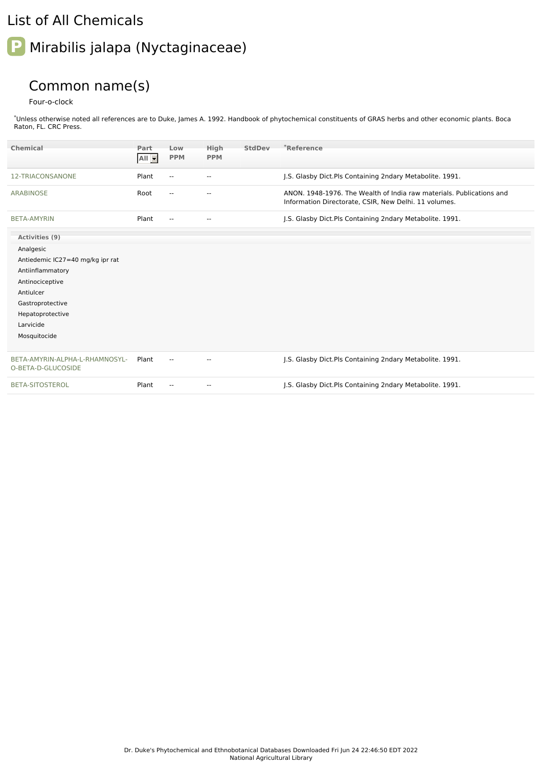# List of All Chemicals

## Mirabilis jalapa (Nyctaginaceae)

### Common name(s)

Four-o-clock

*Unless otherwise noted all references are to Duke, James A. 1992. Handbook of phytochemical constituents of GRAS herbs and other economic plants. Boca Raton, FL. CRC Press.

| Chemical | Part | Low PPM | High PPM | StdDev | *Reference |
|---|---|---|---|---|---|
| 12-TRIACONSANONE | Plant | -- | -- | | J.S. Glasby Dict.Pls Containing 2ndary Metabolite. 1991. |
| ARABINOSE | Root | -- | -- | | ANON. 1948-1976. The Wealth of India raw materials. Publications and Information Directorate, CSIR, New Delhi. 11 volumes. |
| BETA-AMYRIN | Plant | -- | -- | | J.S. Glasby Dict.Pls Containing 2ndary Metabolite. 1991. |

**Activities (9)**

- Analgesic
- Antiedemic IC27=40 mg/kg ipr rat
- Antiinflammatory
- Antinociceptive
- Antiulcer
- Gastroprotective
- Hepatoprotective
- Larvicide
- Mosquitocide

| Chemical | Part | Low PPM | High PPM | StdDev | *Reference |
|---|---|---|---|---|---|
| BETA-AMYRIN-ALPHA-L-RHAMNOSYL-O-BETA-D-GLUCOSIDE | Plant | -- | -- | | J.S. Glasby Dict.Pls Containing 2ndary Metabolite. 1991. |
| BETA-SITOSTEROL | Plant | -- | -- | | J.S. Glasby Dict.Pls Containing 2ndary Metabolite. 1991. |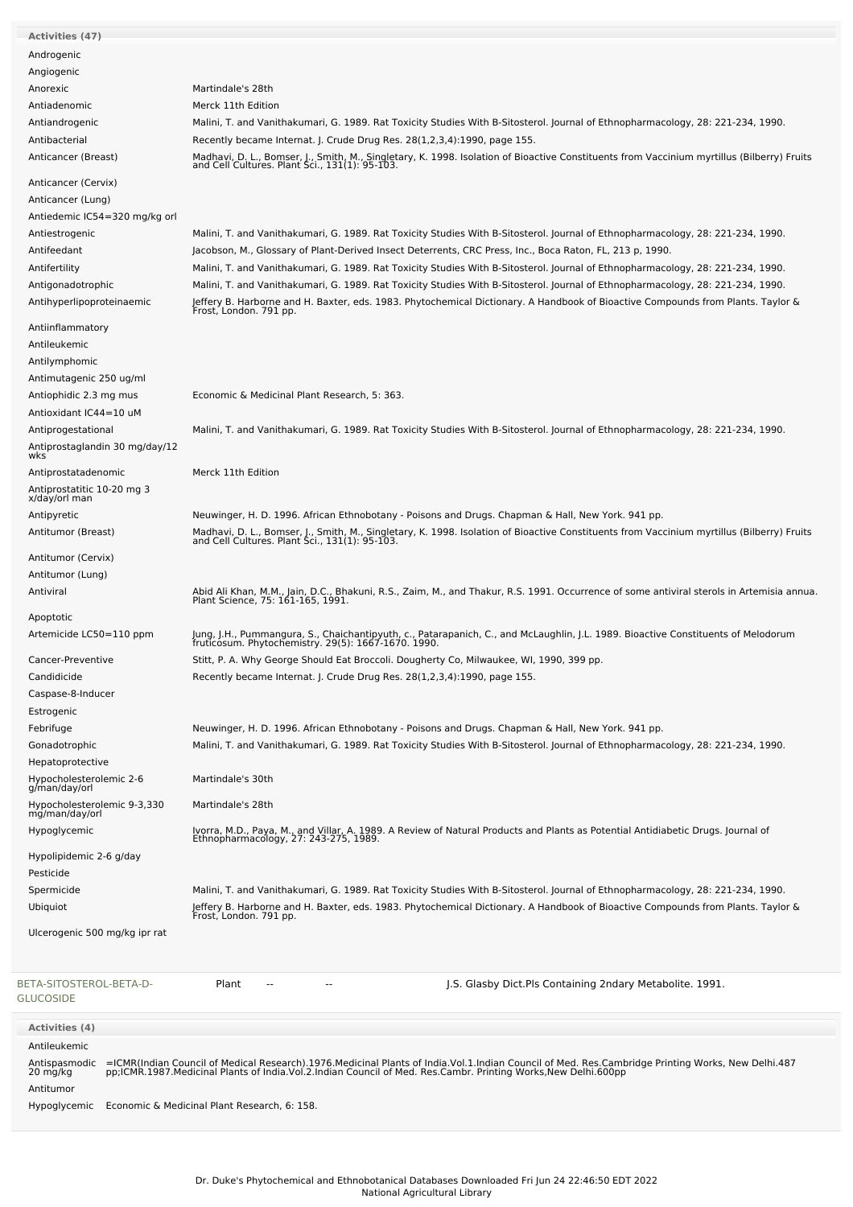**Activities (47)**

| Activity | Reference |
|---|---|
| Androgenic | |
| Angiogenic | |
| Anorexic | Martindale's 28th |
| Antiadenomic | Merck 11th Edition |
| Antiandrogenic | Malini, T. and Vanithakumari, G. 1989. Rat Toxicity Studies With B-Sitosterol. Journal of Ethnopharmacology, 28: 221-234, 1990. |
| Antibacterial | Recently became Internat. J. Crude Drug Res. 28(1,2,3,4):1990, page 155. |
| Anticancer (Breast) | Madhavi, D. L., Bomser, J., Smith, M., Singletary, K. 1998. Isolation of Bioactive Constituents from Vaccinium myrtillus (Bilberry) Fruits and Cell Cultures. Plant Sci., 131(1): 95-103. |
| Anticancer (Cervix) | |
| Anticancer (Lung) | |
| Antiedemic IC54=320 mg/kg orl | |
| Antiestrogenic | Malini, T. and Vanithakumari, G. 1989. Rat Toxicity Studies With B-Sitosterol. Journal of Ethnopharmacology, 28: 221-234, 1990. |
| Antifeedant | Jacobson, M., Glossary of Plant-Derived Insect Deterrents, CRC Press, Inc., Boca Raton, FL, 213 p, 1990. |
| Antifertility | Malini, T. and Vanithakumari, G. 1989. Rat Toxicity Studies With B-Sitosterol. Journal of Ethnopharmacology, 28: 221-234, 1990. |
| Antigonadotrophic | Malini, T. and Vanithakumari, G. 1989. Rat Toxicity Studies With B-Sitosterol. Journal of Ethnopharmacology, 28: 221-234, 1990. |
| Antihyperlipoproteinaemic | Jeffery B. Harborne and H. Baxter, eds. 1983. Phytochemical Dictionary. A Handbook of Bioactive Compounds from Plants. Taylor & Frost, London. 791 pp. |
| Antiinflammatory | |
| Antileukemic | |
| Antilymphomic | |
| Antimutagenic 250 ug/ml | |
| Antiophidic 2.3 mg mus | Economic & Medicinal Plant Research, 5: 363. |
| Antioxidant IC44=10 uM | |
| Antiprogestational | Malini, T. and Vanithakumari, G. 1989. Rat Toxicity Studies With B-Sitosterol. Journal of Ethnopharmacology, 28: 221-234, 1990. |
| Antiprostaglandin 30 mg/day/12 wks | |
| Antiprostatadenomic | Merck 11th Edition |
| Antiprostatitic 10-20 mg 3 x/day/orl man | |
| Antipyretic | Neuwinger, H. D. 1996. African Ethnobotany - Poisons and Drugs. Chapman & Hall, New York. 941 pp. |
| Antitumor (Breast) | Madhavi, D. L., Bomser, J., Smith, M., Singletary, K. 1998. Isolation of Bioactive Constituents from Vaccinium myrtillus (Bilberry) Fruits and Cell Cultures. Plant Sci., 131(1): 95-103. |
| Antitumor (Cervix) | |
| Antitumor (Lung) | |
| Antiviral | Abid Ali Khan, M.M., Jain, D.C., Bhakuni, R.S., Zaim, M., and Thakur, R.S. 1991. Occurrence of some antiviral sterols in Artemisia annua. Plant Science, 75: 161-165, 1991. |
| Apoptotic | |
| Artemicide LC50=110 ppm | Jung, J.H., Pummangura, S., Chaichantipyuth, c., Patarapanich, C., and McLaughlin, J.L. 1989. Bioactive Constituents of Melodorum fruticosum. Phytochemistry. 29(5): 1667-1670. 1990. |
| Cancer-Preventive | Stitt, P. A. Why George Should Eat Broccoli. Dougherty Co, Milwaukee, WI, 1990, 399 pp. |
| Candidicide | Recently became Internat. J. Crude Drug Res. 28(1,2,3,4):1990, page 155. |
| Caspase-8-Inducer | |
| Estrogenic | |
| Febrifuge | Neuwinger, H. D. 1996. African Ethnobotany - Poisons and Drugs. Chapman & Hall, New York. 941 pp. |
| Gonadotrophic | Malini, T. and Vanithakumari, G. 1989. Rat Toxicity Studies With B-Sitosterol. Journal of Ethnopharmacology, 28: 221-234, 1990. |
| Hepatoprotective | |
| Hypocholesterolemic 2-6 g/man/day/orl | Martindale's 30th |
| Hypocholesterolemic 9-3,330 mg/man/day/orl | Martindale's 28th |
| Hypoglycemic | Ivorra, M.D., Paya, M., and Villar, A. 1989. A Review of Natural Products and Plants as Potential Antidiabetic Drugs. Journal of Ethnopharmacology, 27: 243-275, 1989. |
| Hypolipidemic 2-6 g/day | |
| Pesticide | |
| Spermicide | Malini, T. and Vanithakumari, G. 1989. Rat Toxicity Studies With B-Sitosterol. Journal of Ethnopharmacology, 28: 221-234, 1990. |
| Ubiquiot | Jeffery B. Harborne and H. Baxter, eds. 1983. Phytochemical Dictionary. A Handbook of Bioactive Compounds from Plants. Taylor & Frost, London. 791 pp. |
| Ulcerogenic 500 mg/kg ipr rat | |

| Chemical | Part | Low PPM | High PPM | Reference |
|---|---|---|---|---|
| BETA-SITOSTEROL-BETA-D-GLUCOSIDE | Plant | -- | -- | J.S. Glasby Dict.Pls Containing 2ndary Metabolite. 1991. |

**Activities (4)**

| Activity | Reference |
|---|---|
| Antileukemic | |
| Antispasmodic 20 mg/kg | =ICMR(Indian Council of Medical Research).1976.Medicinal Plants of India.Vol.1.Indian Council of Med. Res.Cambridge Printing Works, New Delhi.487 pp;ICMR.1987.Medicinal Plants of India.Vol.2.Indian Council of Med. Res.Cambr. Printing Works,New Delhi.600pp |
| Antitumor | |
| Hypoglycemic | Economic & Medicinal Plant Research, 6: 158. |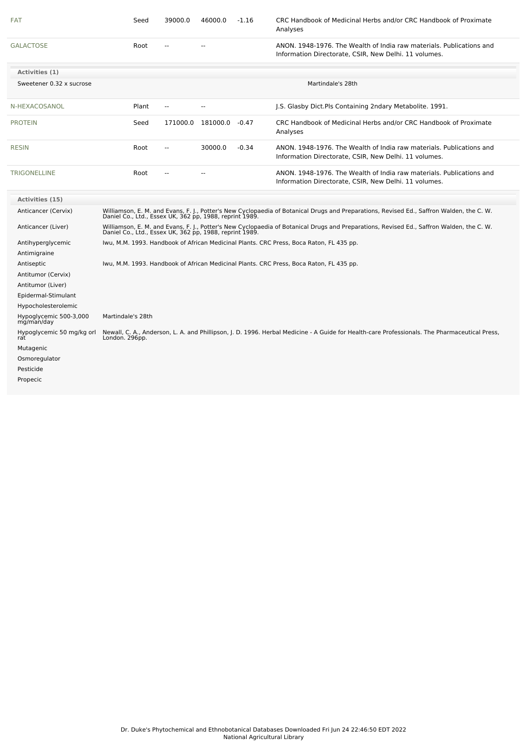| | | | | | |
|---|---|---|---|---|---|
| FAT | Seed | 39000.0 | 46000.0 | -1.16 | CRC Handbook of Medicinal Herbs and/or CRC Handbook of Proximate Analyses |
| GALACTOSE | Root | -- | -- | | ANON. 1948-1976. The Wealth of India raw materials. Publications and Information Directorate, CSIR, New Delhi. 11 volumes. |

**Activities (1)**

| | |
|---|---|
| Sweetener 0.32 x sucrose | Martindale's 28th |

| | | | | | |
|---|---|---|---|---|---|
| N-HEXACOSANOL | Plant | -- | -- | | J.S. Glasby Dict.Pls Containing 2ndary Metabolite. 1991. |
| PROTEIN | Seed | 171000.0 | 181000.0 | -0.47 | CRC Handbook of Medicinal Herbs and/or CRC Handbook of Proximate Analyses |
| RESIN | Root | -- | 30000.0 | -0.34 | ANON. 1948-1976. The Wealth of India raw materials. Publications and Information Directorate, CSIR, New Delhi. 11 volumes. |
| TRIGONELLINE | Root | -- | -- | | ANON. 1948-1976. The Wealth of India raw materials. Publications and Information Directorate, CSIR, New Delhi. 11 volumes. |

**Activities (15)**

| | |
|---|---|
| Anticancer (Cervix) | Williamson, E. M. and Evans, F. J., Potter's New Cyclopaedia of Botanical Drugs and Preparations, Revised Ed., Saffron Walden, the C. W. Daniel Co., Ltd., Essex UK, 362 pp, 1988, reprint 1989. |
| Anticancer (Liver) | Williamson, E. M. and Evans, F. J., Potter's New Cyclopaedia of Botanical Drugs and Preparations, Revised Ed., Saffron Walden, the C. W. Daniel Co., Ltd., Essex UK, 362 pp, 1988, reprint 1989. |
| Antihyperglycemic | Iwu, M.M. 1993. Handbook of African Medicinal Plants. CRC Press, Boca Raton, FL 435 pp. |
| Antimigraine | |
| Antiseptic | Iwu, M.M. 1993. Handbook of African Medicinal Plants. CRC Press, Boca Raton, FL 435 pp. |
| Antitumor (Cervix) | |
| Antitumor (Liver) | |
| Epidermal-Stimulant | |
| Hypocholesterolemic | |
| Hypoglycemic 500-3,000 mg/man/day | Martindale's 28th |
| Hypoglycemic 50 mg/kg orl rat | Newall, C. A., Anderson, L. A. and Phillipson, J. D. 1996. Herbal Medicine - A Guide for Health-care Professionals. The Pharmaceutical Press, London. 296pp. |
| Mutagenic | |
| Osmoregulator | |
| Pesticide | |
| Propecic | |

Dr. Duke's Phytochemical and Ethnobotanical Databases Downloaded Fri Jun 24 22:46:50 EDT 2022
National Agricultural Library